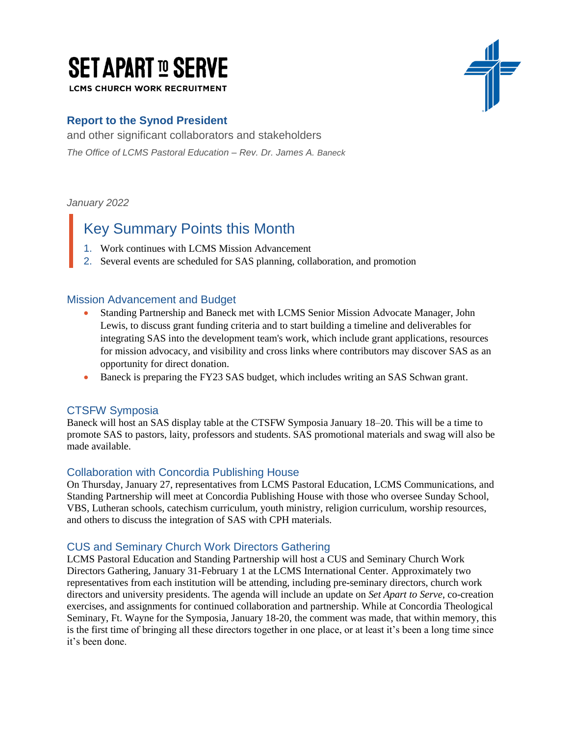# SET APART TO SERVE

**LCMS CHURCH WORK RECRUITMENT**

## Report to the Synod President

and other significant collaborators and stakeholders

*The Office of LCMS Pastoral Education – Rev. Dr. James A. Baneck*

*January 2022*

## Key Summary Points this Month

1. Work continues with LCMS Mission Advancement
2. Several events are scheduled for SAS planning, collaboration, and promotion

### Mission Advancement and Budget

- Standing Partnership and Baneck met with LCMS Senior Mission Advocate Manager, John Lewis, to discuss grant funding criteria and to start building a timeline and deliverables for integrating SAS into the development team's work, which include grant applications, resources for mission advocacy, and visibility and cross links where contributors may discover SAS as an opportunity for direct donation.
- Baneck is preparing the FY23 SAS budget, which includes writing an SAS Schwan grant.

### CTSFW Symposia

Baneck will host an SAS display table at the CTSFW Symposia January 18–20. This will be a time to promote SAS to pastors, laity, professors and students. SAS promotional materials and swag will also be made available.

### Collaboration with Concordia Publishing House

On Thursday, January 27, representatives from LCMS Pastoral Education, LCMS Communications, and Standing Partnership will meet at Concordia Publishing House with those who oversee Sunday School, VBS, Lutheran schools, catechism curriculum, youth ministry, religion curriculum, worship resources, and others to discuss the integration of SAS with CPH materials.

### CUS and Seminary Church Work Directors Gathering

LCMS Pastoral Education and Standing Partnership will host a CUS and Seminary Church Work Directors Gathering, January 31-February 1 at the LCMS International Center. Approximately two representatives from each institution will be attending, including pre-seminary directors, church work directors and university presidents. The agenda will include an update on *Set Apart to Serve*, co-creation exercises, and assignments for continued collaboration and partnership. While at Concordia Theological Seminary, Ft. Wayne for the Symposia, January 18-20, the comment was made, that within memory, this is the first time of bringing all these directors together in one place, or at least it's been a long time since it's been done.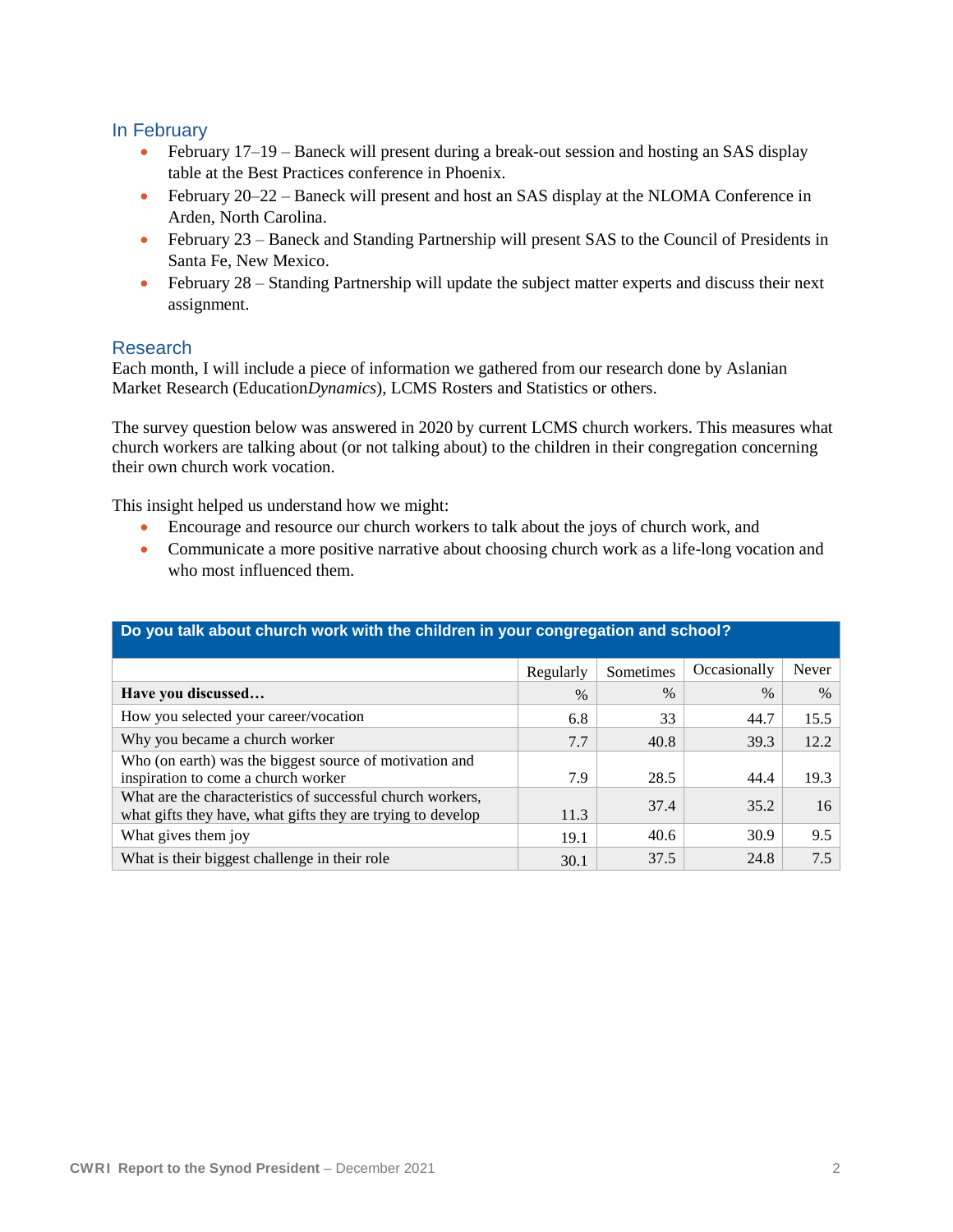## In February

- February 17–19 – Baneck will present during a break-out session and hosting an SAS display table at the Best Practices conference in Phoenix.
- February 20–22 – Baneck will present and host an SAS display at the NLOMA Conference in Arden, North Carolina.
- February 23 – Baneck and Standing Partnership will present SAS to the Council of Presidents in Santa Fe, New Mexico.
- February 28 – Standing Partnership will update the subject matter experts and discuss their next assignment.

## Research

Each month, I will include a piece of information we gathered from our research done by Aslanian Market Research (Education*Dynamics*), LCMS Rosters and Statistics or others.

The survey question below was answered in 2020 by current LCMS church workers. This measures what church workers are talking about (or not talking about) to the children in their congregation concerning their own church work vocation.

This insight helped us understand how we might:

- Encourage and resource our church workers to talk about the joys of church work, and
- Communicate a more positive narrative about choosing church work as a life-long vocation and who most influenced them.

**Do you talk about church work with the children in your congregation and school?**

| | Regularly | Sometimes | Occasionally | Never |
|---|---|---|---|---|
| **Have you discussed…** | % | % | % | % |
| How you selected your career/vocation | 6.8 | 33 | 44.7 | 15.5 |
| Why you became a church worker | 7.7 | 40.8 | 39.3 | 12.2 |
| Who (on earth) was the biggest source of motivation and inspiration to come a church worker | 7.9 | 28.5 | 44.4 | 19.3 |
| What are the characteristics of successful church workers, what gifts they have, what gifts they are trying to develop | 11.3 | 37.4 | 35.2 | 16 |
| What gives them joy | 19.1 | 40.6 | 30.9 | 9.5 |
| What is their biggest challenge in their role | 30.1 | 37.5 | 24.8 | 7.5 |